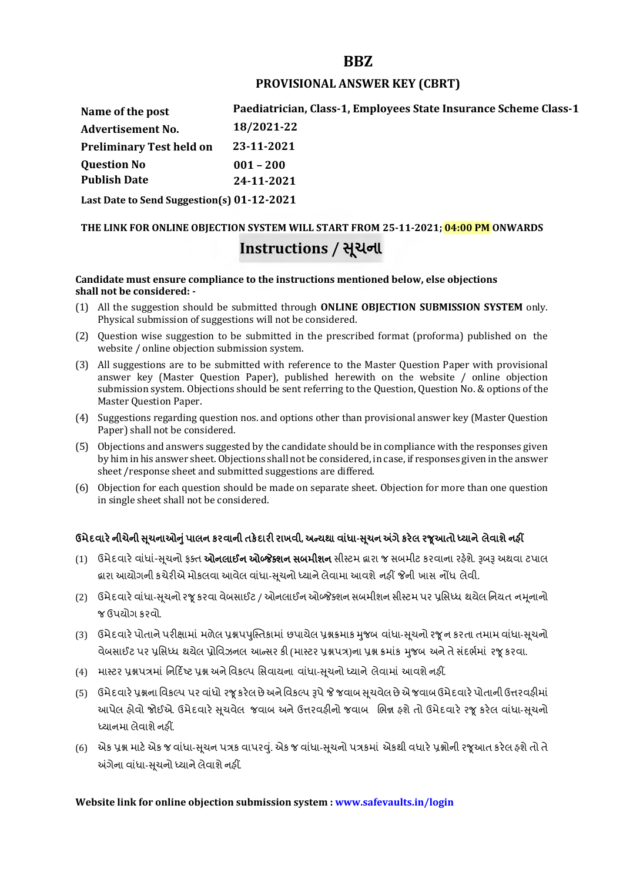# BBZ

## PROVISIONAL ANSWER KEY (CBRT)

| | |
|---|---|
| **Name of the post** | **Paediatrician, Class-1, Employees State Insurance Scheme Class-1** |
| **Advertisement No.** | **18/2021-22** |
| **Preliminary Test held on** | **23-11-2021** |
| **Question No** | **001 – 200** |
| **Publish Date** | **24-11-2021** |
| **Last Date to Send Suggestion(s)** | **01-12-2021** |

**THE LINK FOR ONLINE OBJECTION SYSTEM WILL START FROM 25-11-2021; 04:00 PM ONWARDS**

## Instructions / સૂચના

**Candidate must ensure compliance to the instructions mentioned below, else objections shall not be considered: -**

(1) All the suggestion should be submitted through **ONLINE OBJECTION SUBMISSION SYSTEM** only. Physical submission of suggestions will not be considered.

(2) Question wise suggestion to be submitted in the prescribed format (proforma) published on the website / online objection submission system.

(3) All suggestions are to be submitted with reference to the Master Question Paper with provisional answer key (Master Question Paper), published herewith on the website / online objection submission system. Objections should be sent referring to the Question, Question No. & options of the Master Question Paper.

(4) Suggestions regarding question nos. and options other than provisional answer key (Master Question Paper) shall not be considered.

(5) Objections and answers suggested by the candidate should be in compliance with the responses given by him in his answer sheet. Objections shall not be considered, in case, if responses given in the answer sheet /response sheet and submitted suggestions are differed.

(6) Objection for each question should be made on separate sheet. Objection for more than one question in single sheet shall not be considered.

**ઉમેદવારે નીચેની સૂચનાઓનું પાલન કરવાની તકેદારી રાખવી, અન્યથા વાંધા-સૂચન અંગે કરેલ રજૂઆતો ધ્યાને લેવાશે નહીં**

(1) ઉમેદવારે વાંધાં-સૂચનો ફક્ત **ઓનલાઈન ઓબ્જેક્શન સબમીશન** સીસ્ટમ દ્વારા જ સબમીટ કરવાના રહેશે. રૂબરૂ અથવા ટપાલ દ્વારા આયોગની કચેરીએ મોકલવા આવેલ વાંધા-સૂચનો ધ્યાને લેવામા આવશે નહીં જેની ખાસ નોંધ લેવી.

(2) ઉમેદવારે વાંધા-સૂચનો રજૂ કરવા વેબસાઈટ / ઓનલાઈન ઓબ્જેક્શન સબમીશન સીસ્ટમ પર પ્રસિધ્ધ થયેલ નિયત નમૂનાનો જ ઉપયોગ કરવો.

(3) ઉમેદવારે પોતાને પરીક્ષામાં મળેલ પ્રશ્નપપુસ્તિકામાં છપાયેલ પ્રશ્નક્રમાક મુજબ વાંધા-સૂચનો રજૂ ન કરતા તમામ વાંધા-સૂચનો વેબસાઈટ પર પ્રસિધ્ધ થયેલ પ્રોવિઝનલ આન્સર કી (માસ્ટર પ્રશ્નપત્ર)ના પ્રશ્ન ક્રમાંક મુજબ અને તે સંદર્ભમાં રજૂ કરવા.

(4) માસ્ટર પ્રશ્નપત્રમાં નિર્દિષ્ટ પ્રશ્ન અને વિકલ્પ સિવાયના વાંધા-સૂચનો ધ્યાને લેવામાં આવશે નહીં.

(5) ઉમેદવારે પ્રશ્નના વિકલ્પ પર વાંધો રજૂ કરેલ છે અને વિકલ્પ રૂપે જે જવાબ સૂચવેલ છે એ જવાબ ઉમેદવારે પોતાની ઉત્તરવહીમાં આપેલ હોવો જોઈએ. ઉમેદવારે સૂચવેલ જવાબ અને ઉત્તરવહીનો જવાબ ભિન્ન હશે તો ઉમેદવારે રજૂ કરેલ વાંધા-સૂચનો ધ્યાનમા લેવાશે નહીં.

(6) એક પ્રશ્ન માટે એક જ વાંધા-સૂચન પત્રક વાપરવું. એક જ વાંધા-સૂચનો પત્રકમાં એકથી વધારે પ્રશ્નોની રજૂઆત કરેલ હશે તો તે અંગેના વાંધા-સૂચનો ધ્યાને લેવાશે નહીં.

**Website link for online objection submission system : www.safevaults.in/login**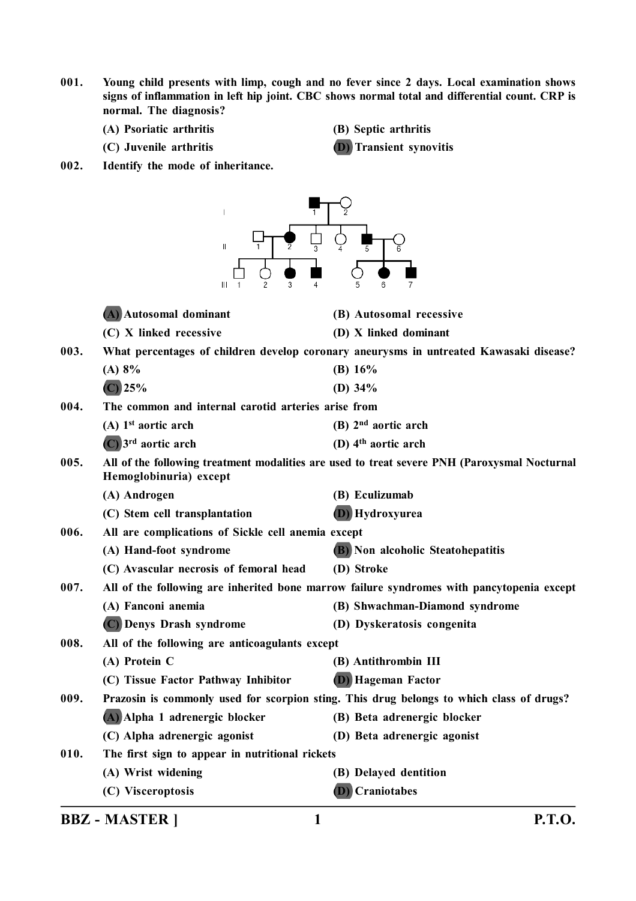001. Young child presents with limp, cough and no fever since 2 days. Local examination shows signs of inflammation in left hip joint. CBC shows normal total and differential count. CRP is normal. The diagnosis?

(A) Psoriatic arthritis
(B) Septic arthritis
(C) Juvenile arthritis
**(D)** Transient synovitis

002. Identify the mode of inheritance.

I
1 2
II
1 2 3 4 5 6
III 1 2 3 4 5 6 7

**(A)** Autosomal dominant
(B) Autosomal recessive
(C) X linked recessive
(D) X linked dominant

003. What percentages of children develop coronary aneurysms in untreated Kawasaki disease?

(A) 8%
(B) 16%
**(C)** 25%
(D) 34%

004. The common and internal carotid arteries arise from

(A) 1st aortic arch
(B) 2nd aortic arch
**(C)** 3rd aortic arch
(D) 4th aortic arch

005. All of the following treatment modalities are used to treat severe PNH (Paroxysmal Nocturnal Hemoglobinuria) except

(A) Androgen
(B) Eculizumab
(C) Stem cell transplantation
**(D)** Hydroxyurea

006. All are complications of Sickle cell anemia except

(A) Hand-foot syndrome
**(B)** Non alcoholic Steatohepatitis
(C) Avascular necrosis of femoral head
(D) Stroke

007. All of the following are inherited bone marrow failure syndromes with pancytopenia except

(A) Fanconi anemia
(B) Shwachman-Diamond syndrome
**(C)** Denys Drash syndrome
(D) Dyskeratosis congenita

008. All of the following are anticoagulants except

(A) Protein C
(B) Antithrombin III
(C) Tissue Factor Pathway Inhibitor
**(D)** Hageman Factor

009. Prazosin is commonly used for scorpion sting. This drug belongs to which class of drugs?

**(A)** Alpha 1 adrenergic blocker
(B) Beta adrenergic blocker
(C) Alpha adrenergic agonist
(D) Beta adrenergic agonist

010. The first sign to appear in nutritional rickets

(A) Wrist widening
(B) Delayed dentition
(C) Visceroptosis
**(D)** Craniotabes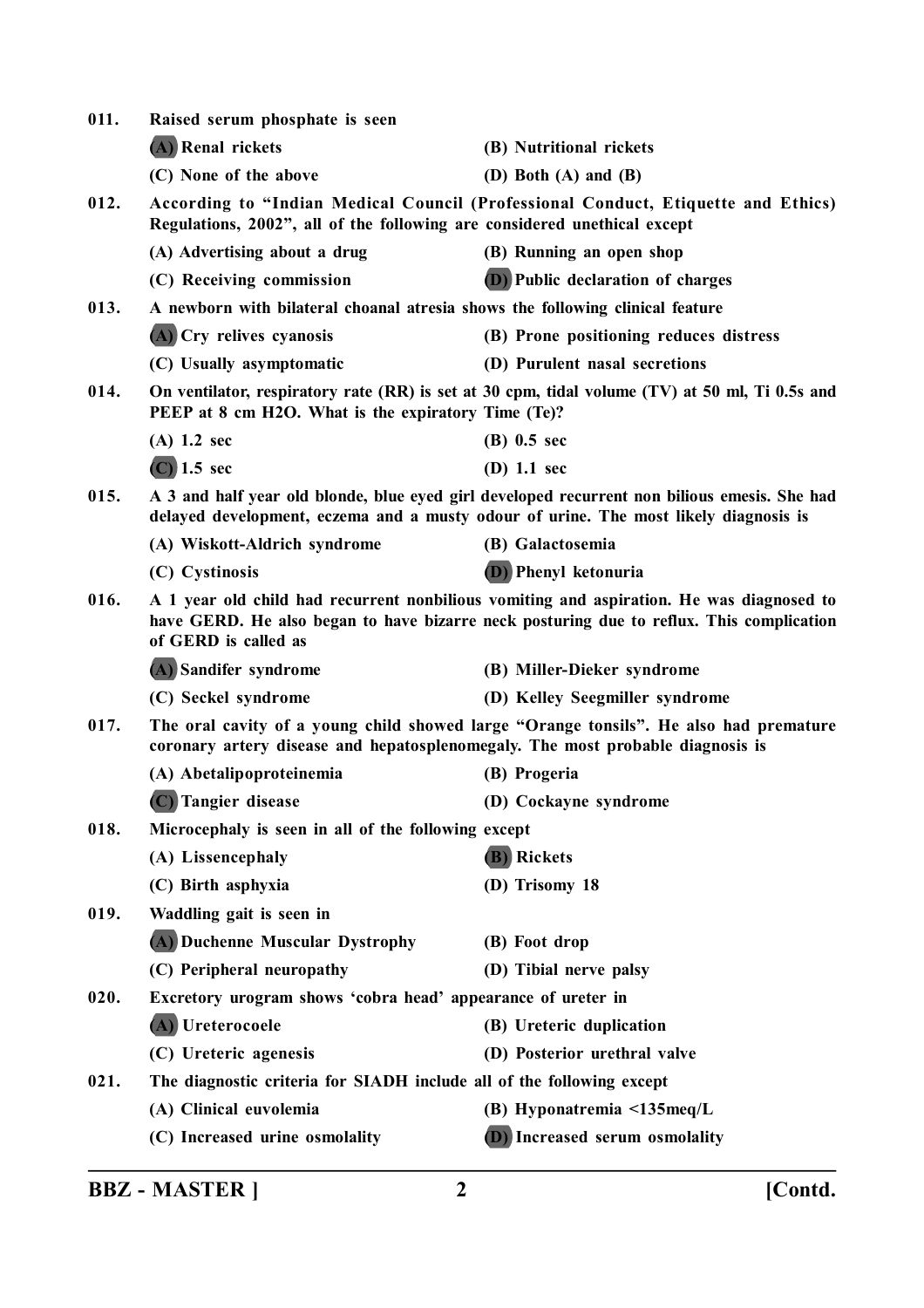011. Raised serum phosphate is seen

(A) Renal rickets
(B) Nutritional rickets
(C) None of the above
(D) Both (A) and (B)

012. According to "Indian Medical Council (Professional Conduct, Etiquette and Ethics) Regulations, 2002", all of the following are considered unethical except

(A) Advertising about a drug
(B) Running an open shop
(C) Receiving commission
(D) Public declaration of charges

013. A newborn with bilateral choanal atresia shows the following clinical feature

(A) Cry relives cyanosis
(B) Prone positioning reduces distress
(C) Usually asymptomatic
(D) Purulent nasal secretions

014. On ventilator, respiratory rate (RR) is set at 30 cpm, tidal volume (TV) at 50 ml, Ti 0.5s and PEEP at 8 cm H2O. What is the expiratory Time (Te)?

(A) 1.2 sec
(B) 0.5 sec
(C) 1.5 sec
(D) 1.1 sec

015. A 3 and half year old blonde, blue eyed girl developed recurrent non bilious emesis. She had delayed development, eczema and a musty odour of urine. The most likely diagnosis is

(A) Wiskott-Aldrich syndrome
(B) Galactosemia
(C) Cystinosis
(D) Phenyl ketonuria

016. A 1 year old child had recurrent nonbilious vomiting and aspiration. He was diagnosed to have GERD. He also began to have bizarre neck posturing due to reflux. This complication of GERD is called as

(A) Sandifer syndrome
(B) Miller-Dieker syndrome
(C) Seckel syndrome
(D) Kelley Seegmiller syndrome

017. The oral cavity of a young child showed large "Orange tonsils". He also had premature coronary artery disease and hepatosplenomegaly. The most probable diagnosis is

(A) Abetalipoproteinemia
(B) Progeria
(C) Tangier disease
(D) Cockayne syndrome

018. Microcephaly is seen in all of the following except

(A) Lissencephaly
(B) Rickets
(C) Birth asphyxia
(D) Trisomy 18

019. Waddling gait is seen in

(A) Duchenne Muscular Dystrophy
(B) Foot drop
(C) Peripheral neuropathy
(D) Tibial nerve palsy

020. Excretory urogram shows 'cobra head' appearance of ureter in

(A) Ureterocoele
(B) Ureteric duplication
(C) Ureteric agenesis
(D) Posterior urethral valve

021. The diagnostic criteria for SIADH include all of the following except

(A) Clinical euvolemia
(B) Hyponatremia <135meq/L
(C) Increased urine osmolality
(D) Increased serum osmolality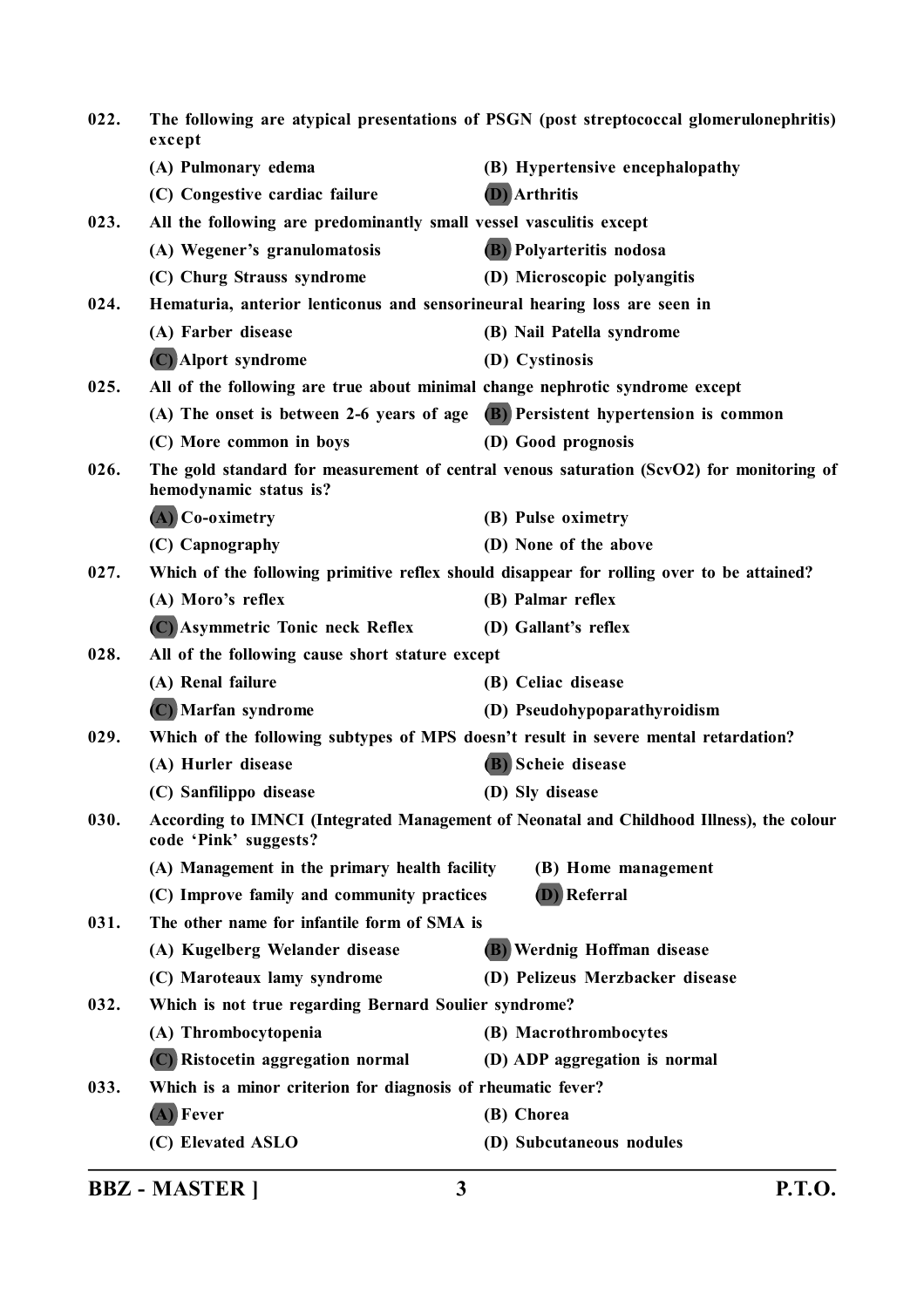022. **The following are atypical presentations of PSGN (post streptococcal glomerulonephritis) except**

(A) Pulmonary edema
(B) Hypertensive encephalopathy
(C) Congestive cardiac failure
(D) Arthritis

023. **All the following are predominantly small vessel vasculitis except**

(A) Wegener's granulomatosis
(B) Polyarteritis nodosa
(C) Churg Strauss syndrome
(D) Microscopic polyangitis

024. **Hematuria, anterior lenticonus and sensorineural hearing loss are seen in**

(A) Farber disease
(B) Nail Patella syndrome
(C) Alport syndrome
(D) Cystinosis

025. **All of the following are true about minimal change nephrotic syndrome except**

(A) The onset is between 2-6 years of age
(B) Persistent hypertension is common
(C) More common in boys
(D) Good prognosis

026. **The gold standard for measurement of central venous saturation (ScvO2) for monitoring of hemodynamic status is?**

(A) Co-oximetry
(B) Pulse oximetry
(C) Capnography
(D) None of the above

027. **Which of the following primitive reflex should disappear for rolling over to be attained?**

(A) Moro's reflex
(B) Palmar reflex
(C) Asymmetric Tonic neck Reflex
(D) Gallant's reflex

028. **All of the following cause short stature except**

(A) Renal failure
(B) Celiac disease
(C) Marfan syndrome
(D) Pseudohypoparathyroidism

029. **Which of the following subtypes of MPS doesn't result in severe mental retardation?**

(A) Hurler disease
(B) Scheie disease
(C) Sanfilippo disease
(D) Sly disease

030. **According to IMNCI (Integrated Management of Neonatal and Childhood Illness), the colour code 'Pink' suggests?**

(A) Management in the primary health facility
(B) Home management
(C) Improve family and community practices
(D) Referral

031. **The other name for infantile form of SMA is**

(A) Kugelberg Welander disease
(B) Werdnig Hoffman disease
(C) Maroteaux lamy syndrome
(D) Pelizeus Merzbacker disease

032. **Which is not true regarding Bernard Soulier syndrome?**

(A) Thrombocytopenia
(B) Macrothrombocytes
(C) Ristocetin aggregation normal
(D) ADP aggregation is normal

033. **Which is a minor criterion for diagnosis of rheumatic fever?**

(A) Fever
(B) Chorea
(C) Elevated ASLO
(D) Subcutaneous nodules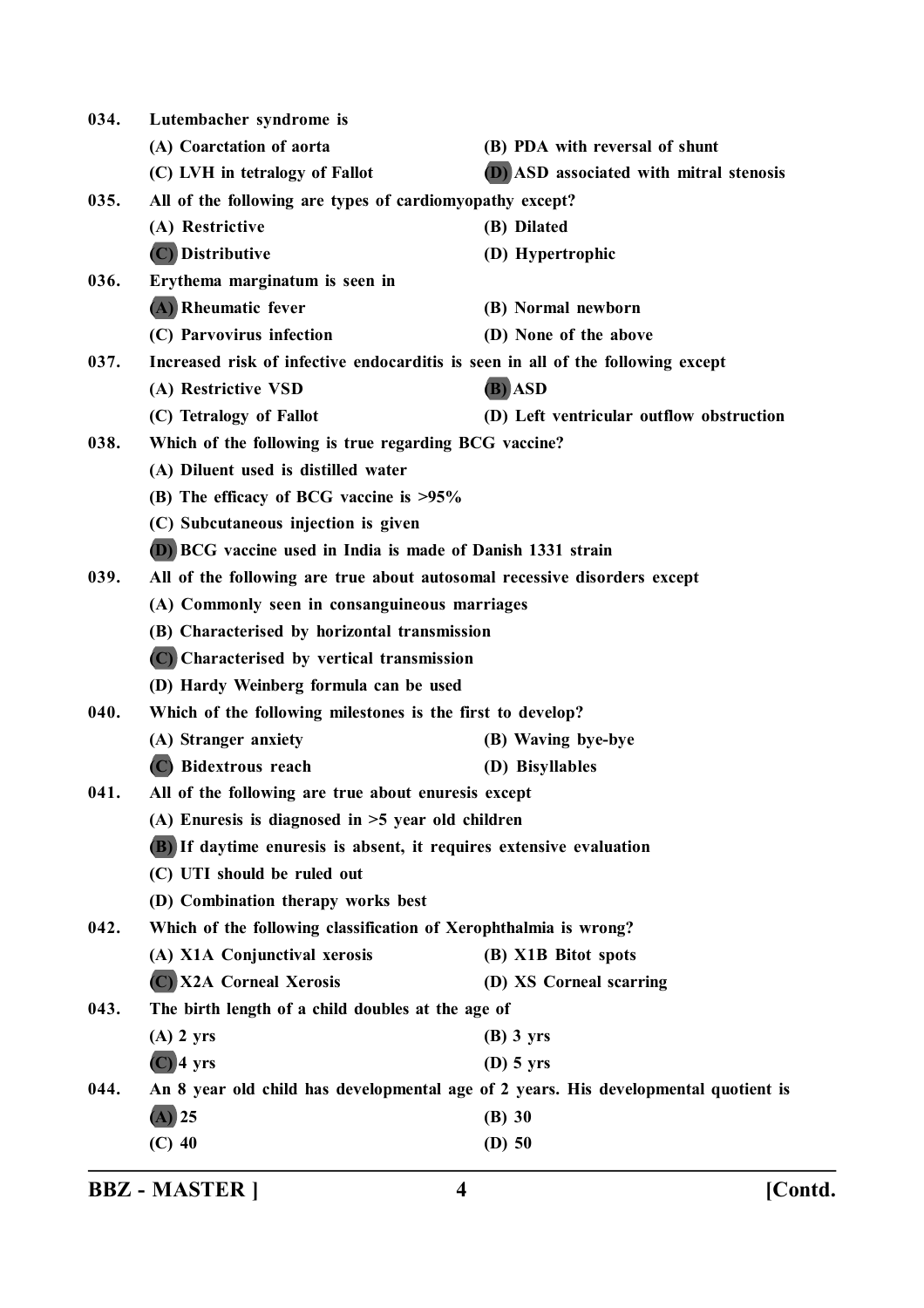034. Lutembacher syndrome is

(A) Coarctation of aorta
(B) PDA with reversal of shunt
(C) LVH in tetralogy of Fallot
(D) ASD associated with mitral stenosis

035. All of the following are types of cardiomyopathy except?

(A) Restrictive
(B) Dilated
(C) Distributive
(D) Hypertrophic

036. Erythema marginatum is seen in

(A) Rheumatic fever
(B) Normal newborn
(C) Parvovirus infection
(D) None of the above

037. Increased risk of infective endocarditis is seen in all of the following except

(A) Restrictive VSD
(B) ASD
(C) Tetralogy of Fallot
(D) Left ventricular outflow obstruction

038. Which of the following is true regarding BCG vaccine?

(A) Diluent used is distilled water
(B) The efficacy of BCG vaccine is >95%
(C) Subcutaneous injection is given
(D) BCG vaccine used in India is made of Danish 1331 strain

039. All of the following are true about autosomal recessive disorders except

(A) Commonly seen in consanguineous marriages
(B) Characterised by horizontal transmission
(C) Characterised by vertical transmission
(D) Hardy Weinberg formula can be used

040. Which of the following milestones is the first to develop?

(A) Stranger anxiety
(B) Waving bye-bye
(C) Bidextrous reach
(D) Bisyllables

041. All of the following are true about enuresis except

(A) Enuresis is diagnosed in >5 year old children
(B) If daytime enuresis is absent, it requires extensive evaluation
(C) UTI should be ruled out
(D) Combination therapy works best

042. Which of the following classification of Xerophthalmia is wrong?

(A) X1A Conjunctival xerosis
(B) X1B Bitot spots
(C) X2A Corneal Xerosis
(D) XS Corneal scarring

043. The birth length of a child doubles at the age of

(A) 2 yrs
(B) 3 yrs
(C) 4 yrs
(D) 5 yrs

044. An 8 year old child has developmental age of 2 years. His developmental quotient is

(A) 25
(B) 30
(C) 40
(D) 50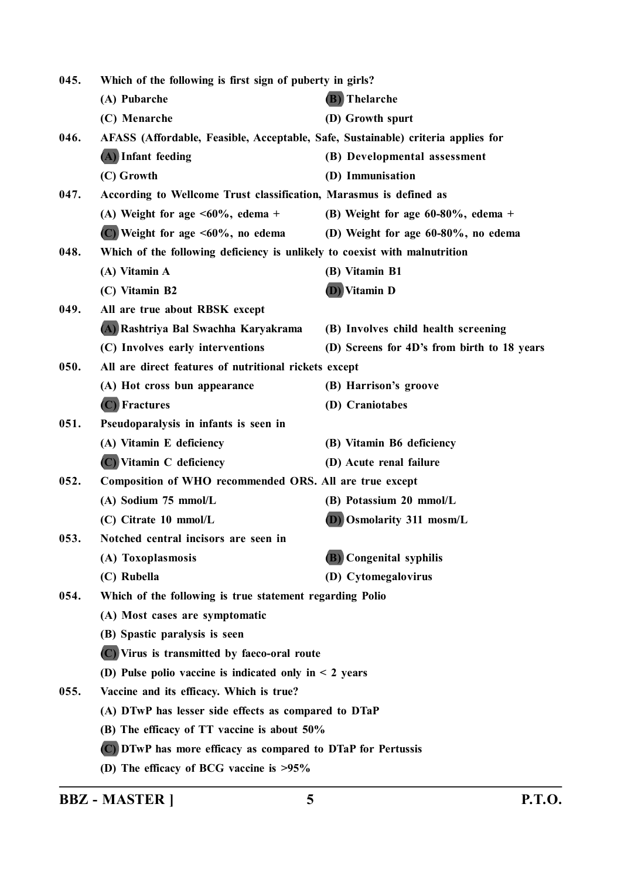045. Which of the following is first sign of puberty in girls?

(A) Pubarche
(B) Thelarche
(C) Menarche
(D) Growth spurt

046. AFASS (Affordable, Feasible, Acceptable, Safe, Sustainable) criteria applies for

(A) Infant feeding
(B) Developmental assessment
(C) Growth
(D) Immunisation

047. According to Wellcome Trust classification, Marasmus is defined as

(A) Weight for age <60%, edema +
(B) Weight for age 60-80%, edema +
(C) Weight for age <60%, no edema
(D) Weight for age 60-80%, no edema

048. Which of the following deficiency is unlikely to coexist with malnutrition

(A) Vitamin A
(B) Vitamin B1
(C) Vitamin B2
(D) Vitamin D

049. All are true about RBSK except

(A) Rashtriya Bal Swachha Karyakrama
(B) Involves child health screening
(C) Involves early interventions
(D) Screens for 4D's from birth to 18 years

050. All are direct features of nutritional rickets except

(A) Hot cross bun appearance
(B) Harrison's groove
(C) Fractures
(D) Craniotabes

051. Pseudoparalysis in infants is seen in

(A) Vitamin E deficiency
(B) Vitamin B6 deficiency
(C) Vitamin C deficiency
(D) Acute renal failure

052. Composition of WHO recommended ORS. All are true except

(A) Sodium 75 mmol/L
(B) Potassium 20 mmol/L
(C) Citrate 10 mmol/L
(D) Osmolarity 311 mosm/L

053. Notched central incisors are seen in

(A) Toxoplasmosis
(B) Congenital syphilis
(C) Rubella
(D) Cytomegalovirus

054. Which of the following is true statement regarding Polio

(A) Most cases are symptomatic
(B) Spastic paralysis is seen
(C) Virus is transmitted by faeco-oral route
(D) Pulse polio vaccine is indicated only in < 2 years

055. Vaccine and its efficacy. Which is true?

(A) DTwP has lesser side effects as compared to DTaP
(B) The efficacy of TT vaccine is about 50%
(C) DTwP has more efficacy as compared to DTaP for Pertussis
(D) The efficacy of BCG vaccine is >95%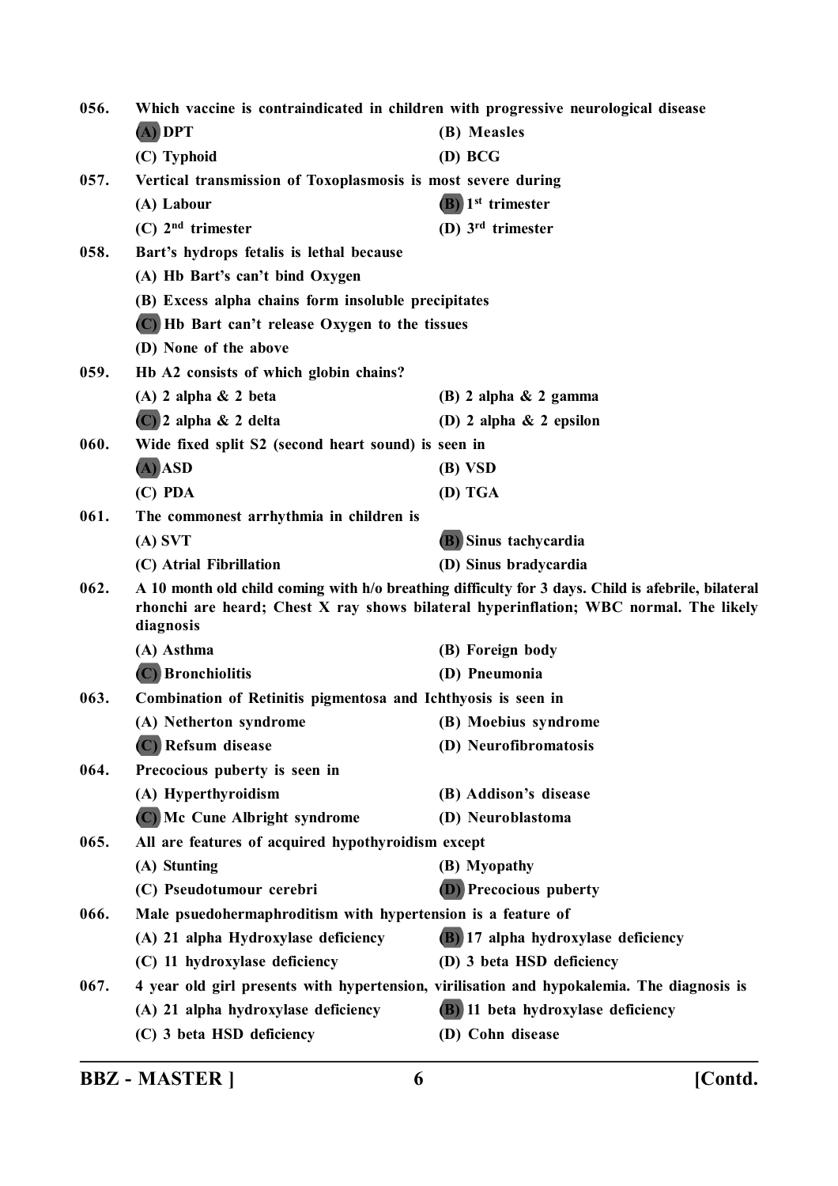056. **Which vaccine is contraindicated in children with progressive neurological disease**

(A) DPT
(B) Measles
(C) Typhoid
(D) BCG

057. **Vertical transmission of Toxoplasmosis is most severe during**

(A) Labour
(B) $1^{st}$ trimester
(C) $2^{nd}$ trimester
(D) $3^{rd}$ trimester

058. **Bart's hydrops fetalis is lethal because**

(A) Hb Bart's can't bind Oxygen
(B) Excess alpha chains form insoluble precipitates
(C) Hb Bart can't release Oxygen to the tissues
(D) None of the above

059. **Hb A2 consists of which globin chains?**

(A) 2 alpha & 2 beta
(B) 2 alpha & 2 gamma
(C) 2 alpha & 2 delta
(D) 2 alpha & 2 epsilon

060. **Wide fixed split S2 (second heart sound) is seen in**

(A) ASD
(B) VSD
(C) PDA
(D) TGA

061. **The commonest arrhythmia in children is**

(A) SVT
(B) Sinus tachycardia
(C) Atrial Fibrillation
(D) Sinus bradycardia

062. **A 10 month old child coming with h/o breathing difficulty for 3 days. Child is afebrile, bilateral rhonchi are heard; Chest X ray shows bilateral hyperinflation; WBC normal. The likely diagnosis**

(A) Asthma
(B) Foreign body
(C) Bronchiolitis
(D) Pneumonia

063. **Combination of Retinitis pigmentosa and Ichthyosis is seen in**

(A) Netherton syndrome
(B) Moebius syndrome
(C) Refsum disease
(D) Neurofibromatosis

064. **Precocious puberty is seen in**

(A) Hyperthyroidism
(B) Addison's disease
(C) Mc Cune Albright syndrome
(D) Neuroblastoma

065. **All are features of acquired hypothyroidism except**

(A) Stunting
(B) Myopathy
(C) Pseudotumour cerebri
(D) Precocious puberty

066. **Male psuedohermaphroditism with hypertension is a feature of**

(A) 21 alpha Hydroxylase deficiency
(B) 17 alpha hydroxylase deficiency
(C) 11 hydroxylase deficiency
(D) 3 beta HSD deficiency

067. **4 year old girl presents with hypertension, virilisation and hypokalemia. The diagnosis is**

(A) 21 alpha hydroxylase deficiency
(B) 11 beta hydroxylase deficiency
(C) 3 beta HSD deficiency
(D) Cohn disease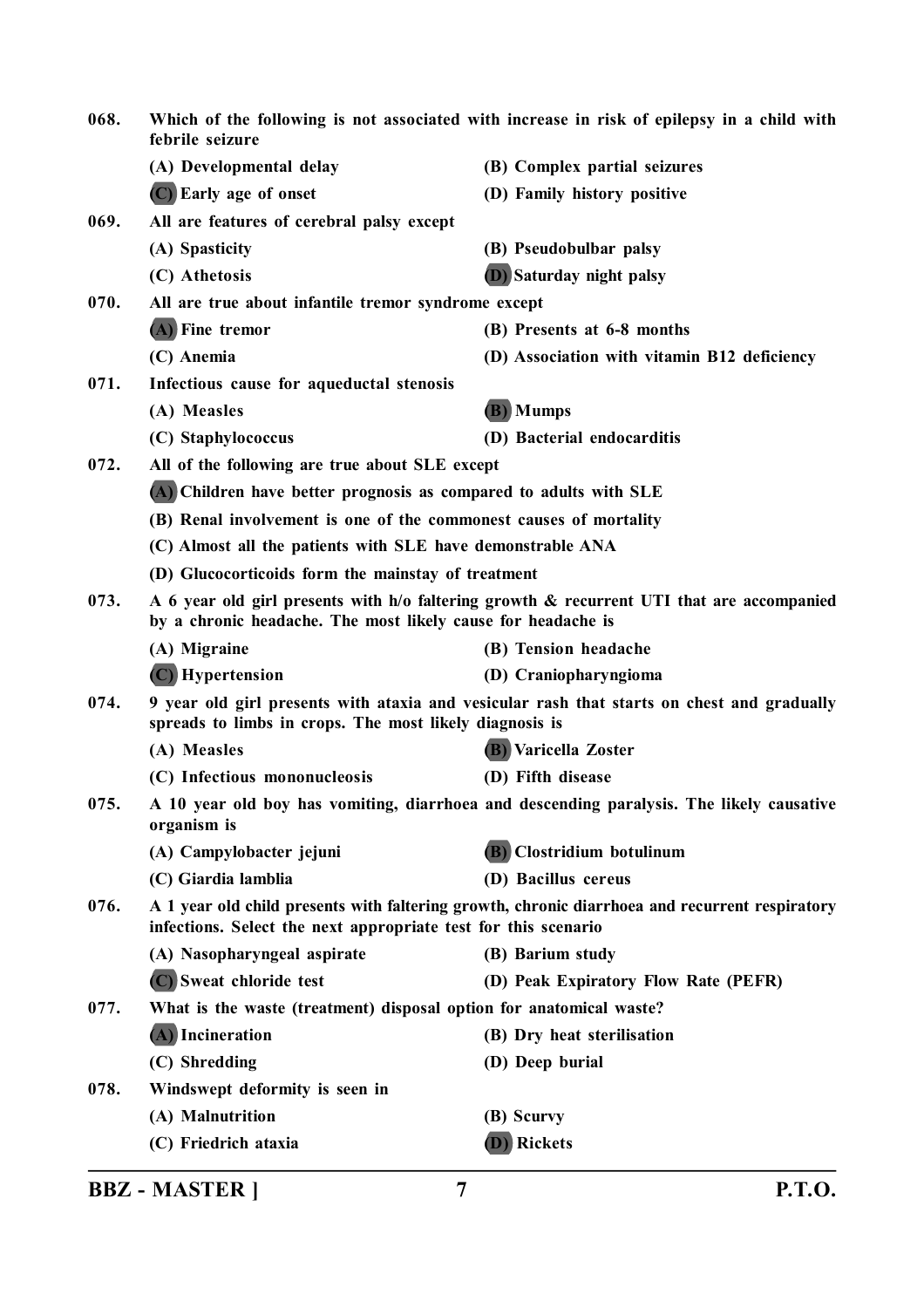**068.** **Which of the following is not associated with increase in risk of epilepsy in a child with febrile seizure**

(A) Developmental delay
(B) Complex partial seizures
(C) Early age of onset
(D) Family history positive

**069.** **All are features of cerebral palsy except**

(A) Spasticity
(B) Pseudobulbar palsy
(C) Athetosis
(D) Saturday night palsy

**070.** **All are true about infantile tremor syndrome except**

(A) Fine tremor
(B) Presents at 6-8 months
(C) Anemia
(D) Association with vitamin B12 deficiency

**071.** **Infectious cause for aqueductal stenosis**

(A) Measles
(B) Mumps
(C) Staphylococcus
(D) Bacterial endocarditis

**072.** **All of the following are true about SLE except**

(A) Children have better prognosis as compared to adults with SLE
(B) Renal involvement is one of the commonest causes of mortality
(C) Almost all the patients with SLE have demonstrable ANA
(D) Glucocorticoids form the mainstay of treatment

**073.** **A 6 year old girl presents with h/o faltering growth & recurrent UTI that are accompanied by a chronic headache. The most likely cause for headache is**

(A) Migraine
(B) Tension headache
(C) Hypertension
(D) Craniopharyngioma

**074.** **9 year old girl presents with ataxia and vesicular rash that starts on chest and gradually spreads to limbs in crops. The most likely diagnosis is**

(A) Measles
(B) Varicella Zoster
(C) Infectious mononucleosis
(D) Fifth disease

**075.** **A 10 year old boy has vomiting, diarrhoea and descending paralysis. The likely causative organism is**

(A) Campylobacter jejuni
(B) Clostridium botulinum
(C) Giardia lamblia
(D) Bacillus cereus

**076.** **A 1 year old child presents with faltering growth, chronic diarrhoea and recurrent respiratory infections. Select the next appropriate test for this scenario**

(A) Nasopharyngeal aspirate
(B) Barium study
(C) Sweat chloride test
(D) Peak Expiratory Flow Rate (PEFR)

**077.** **What is the waste (treatment) disposal option for anatomical waste?**

(A) Incineration
(B) Dry heat sterilisation
(C) Shredding
(D) Deep burial

**078.** **Windswept deformity is seen in**

(A) Malnutrition
(B) Scurvy
(C) Friedrich ataxia
(D) Rickets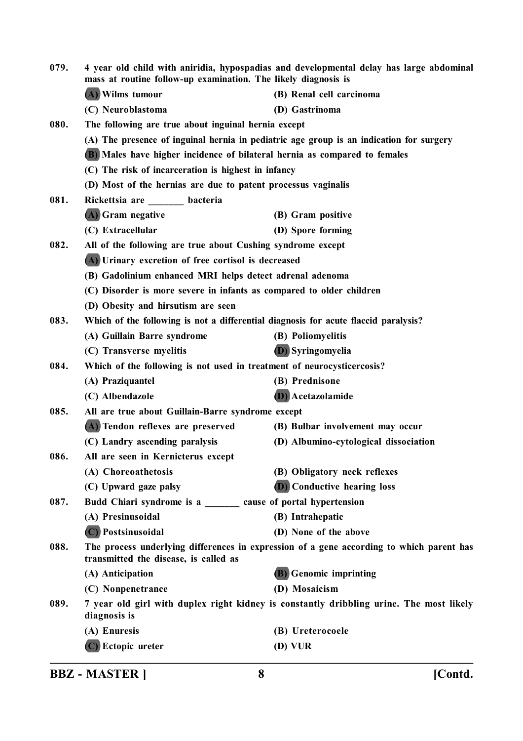079. 4 year old child with aniridia, hypospadias and developmental delay has large abdominal mass at routine follow-up examination. The likely diagnosis is

(A) Wilms tumour
(B) Renal cell carcinoma
(C) Neuroblastoma
(D) Gastrinoma

080. The following are true about inguinal hernia except

(A) The presence of inguinal hernia in pediatric age group is an indication for surgery
(B) Males have higher incidence of bilateral hernia as compared to females
(C) The risk of incarceration is highest in infancy
(D) Most of the hernias are due to patent processus vaginalis

081. Rickettsia are _______ bacteria

(A) Gram negative
(B) Gram positive
(C) Extracellular
(D) Spore forming

082. All of the following are true about Cushing syndrome except

(A) Urinary excretion of free cortisol is decreased
(B) Gadolinium enhanced MRI helps detect adrenal adenoma
(C) Disorder is more severe in infants as compared to older children
(D) Obesity and hirsutism are seen

083. Which of the following is not a differential diagnosis for acute flaccid paralysis?

(A) Guillain Barre syndrome
(B) Poliomyelitis
(C) Transverse myelitis
(D) Syringomyelia

084. Which of the following is not used in treatment of neurocysticercosis?

(A) Praziquantel
(B) Prednisone
(C) Albendazole
(D) Acetazolamide

085. All are true about Guillain-Barre syndrome except

(A) Tendon reflexes are preserved
(B) Bulbar involvement may occur
(C) Landry ascending paralysis
(D) Albumino-cytological dissociation

086. All are seen in Kernicterus except

(A) Choreoathetosis
(B) Obligatory neck reflexes
(C) Upward gaze palsy
(D) Conductive hearing loss

087. Budd Chiari syndrome is a _______ cause of portal hypertension

(A) Presinusoidal
(B) Intrahepatic
(C) Postsinusoidal
(D) None of the above

088. The process underlying differences in expression of a gene according to which parent has transmitted the disease, is called as

(A) Anticipation
(B) Genomic imprinting
(C) Nonpenetrance
(D) Mosaicism

089. 7 year old girl with duplex right kidney is constantly dribbling urine. The most likely diagnosis is

(A) Enuresis
(B) Ureterocoele
(C) Ectopic ureter
(D) VUR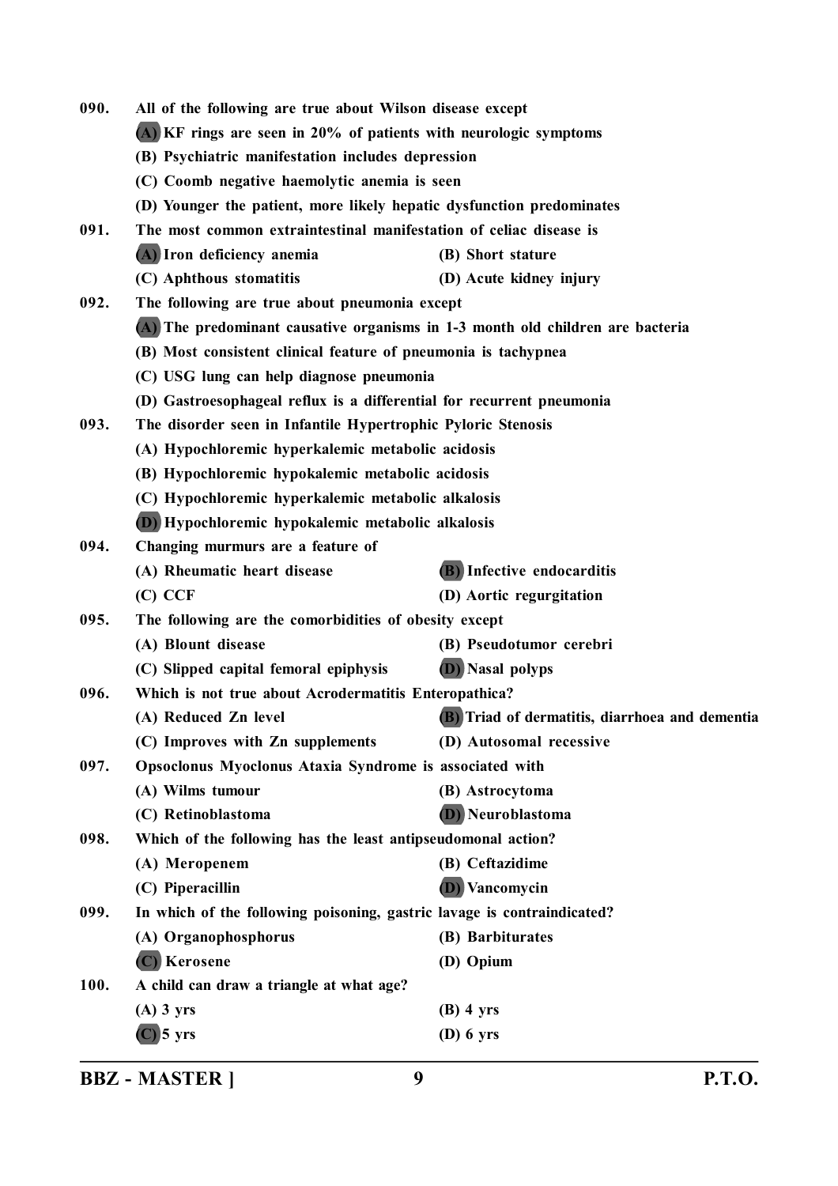090. All of the following are true about Wilson disease except

(A) KF rings are seen in 20% of patients with neurologic symptoms

(B) Psychiatric manifestation includes depression

(C) Coomb negative haemolytic anemia is seen

(D) Younger the patient, more likely hepatic dysfunction predominates

091. The most common extraintestinal manifestation of celiac disease is

(A) Iron deficiency anemia | (B) Short stature

(C) Aphthous stomatitis | (D) Acute kidney injury

092. The following are true about pneumonia except

(A) The predominant causative organisms in 1-3 month old children are bacteria

(B) Most consistent clinical feature of pneumonia is tachypnea

(C) USG lung can help diagnose pneumonia

(D) Gastroesophageal reflux is a differential for recurrent pneumonia

093. The disorder seen in Infantile Hypertrophic Pyloric Stenosis

(A) Hypochloremic hyperkalemic metabolic acidosis

(B) Hypochloremic hypokalemic metabolic acidosis

(C) Hypochloremic hyperkalemic metabolic alkalosis

(D) Hypochloremic hypokalemic metabolic alkalosis

094. Changing murmurs are a feature of

(A) Rheumatic heart disease | (B) Infective endocarditis

(C) CCF | (D) Aortic regurgitation

095. The following are the comorbidities of obesity except

(A) Blount disease | (B) Pseudotumor cerebri

(C) Slipped capital femoral epiphysis | (D) Nasal polyps

096. Which is not true about Acrodermatitis Enteropathica?

(A) Reduced Zn level | (B) Triad of dermatitis, diarrhoea and dementia

(C) Improves with Zn supplements | (D) Autosomal recessive

097. Opsoclonus Myoclonus Ataxia Syndrome is associated with

(A) Wilms tumour | (B) Astrocytoma

(C) Retinoblastoma | (D) Neuroblastoma

098. Which of the following has the least antipseudomonal action?

(A) Meropenem | (B) Ceftazidime

(C) Piperacillin | (D) Vancomycin

099. In which of the following poisoning, gastric lavage is contraindicated?

(A) Organophosphorus | (B) Barbiturates

(C) Kerosene | (D) Opium

100. A child can draw a triangle at what age?

(A) 3 yrs | (B) 4 yrs

(C) 5 yrs | (D) 6 yrs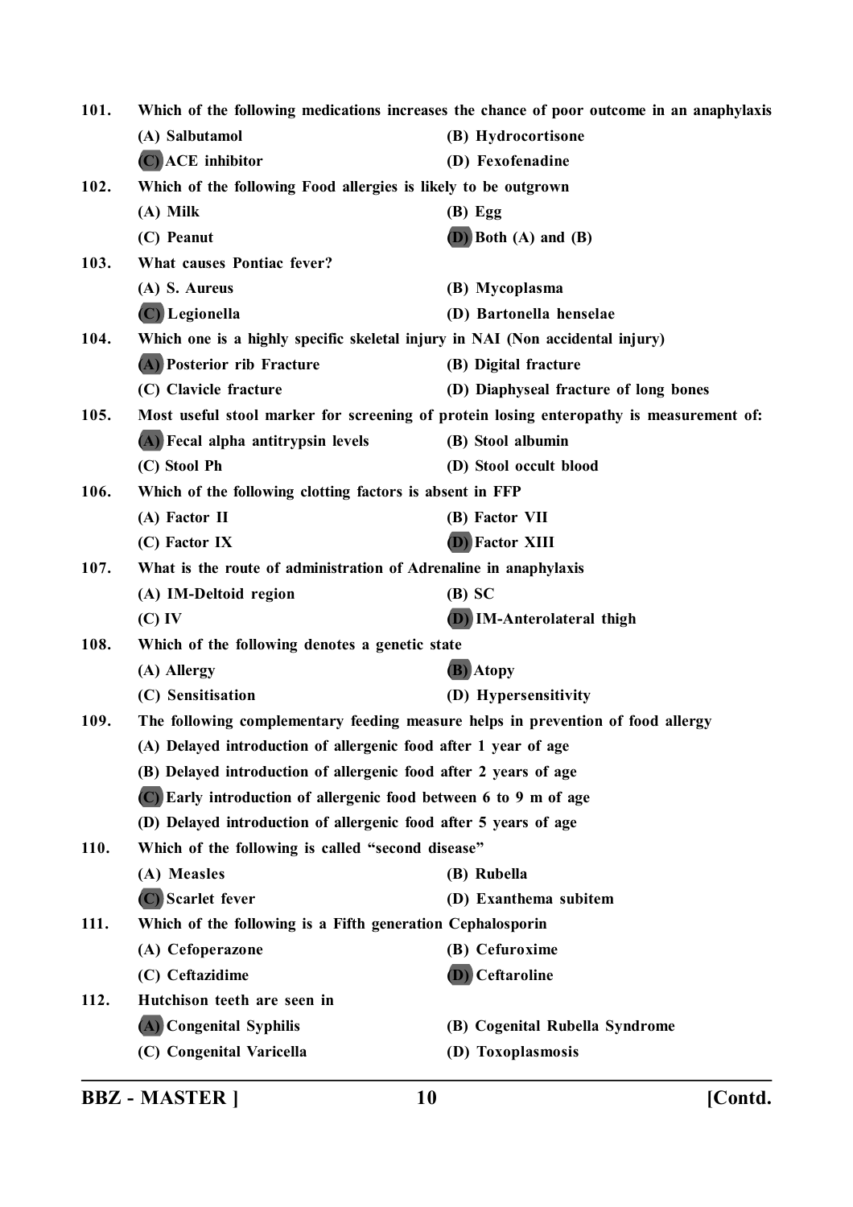101. **Which of the following medications increases the chance of poor outcome in an anaphylaxis**

(A) Salbutamol
(B) Hydrocortisone
(C) ACE inhibitor
(D) Fexofenadine

102. **Which of the following Food allergies is likely to be outgrown**

(A) Milk
(B) Egg
(C) Peanut
(D) Both (A) and (B)

103. **What causes Pontiac fever?**

(A) S. Aureus
(B) Mycoplasma
(C) Legionella
(D) Bartonella henselae

104. **Which one is a highly specific skeletal injury in NAI (Non accidental injury)**

(A) Posterior rib Fracture
(B) Digital fracture
(C) Clavicle fracture
(D) Diaphyseal fracture of long bones

105. **Most useful stool marker for screening of protein losing enteropathy is measurement of:**

(A) Fecal alpha antitrypsin levels
(B) Stool albumin
(C) Stool Ph
(D) Stool occult blood

106. **Which of the following clotting factors is absent in FFP**

(A) Factor II
(B) Factor VII
(C) Factor IX
(D) Factor XIII

107. **What is the route of administration of Adrenaline in anaphylaxis**

(A) IM-Deltoid region
(B) SC
(C) IV
(D) IM-Anterolateral thigh

108. **Which of the following denotes a genetic state**

(A) Allergy
(B) Atopy
(C) Sensitisation
(D) Hypersensitivity

109. **The following complementary feeding measure helps in prevention of food allergy**

(A) Delayed introduction of allergenic food after 1 year of age
(B) Delayed introduction of allergenic food after 2 years of age
(C) Early introduction of allergenic food between 6 to 9 m of age
(D) Delayed introduction of allergenic food after 5 years of age

110. **Which of the following is called "second disease"**

(A) Measles
(B) Rubella
(C) Scarlet fever
(D) Exanthema subitem

111. **Which of the following is a Fifth generation Cephalosporin**

(A) Cefoperazone
(B) Cefuroxime
(C) Ceftazidime
(D) Ceftaroline

112. **Hutchison teeth are seen in**

(A) Congenital Syphilis
(B) Cogenital Rubella Syndrome
(C) Congenital Varicella
(D) Toxoplasmosis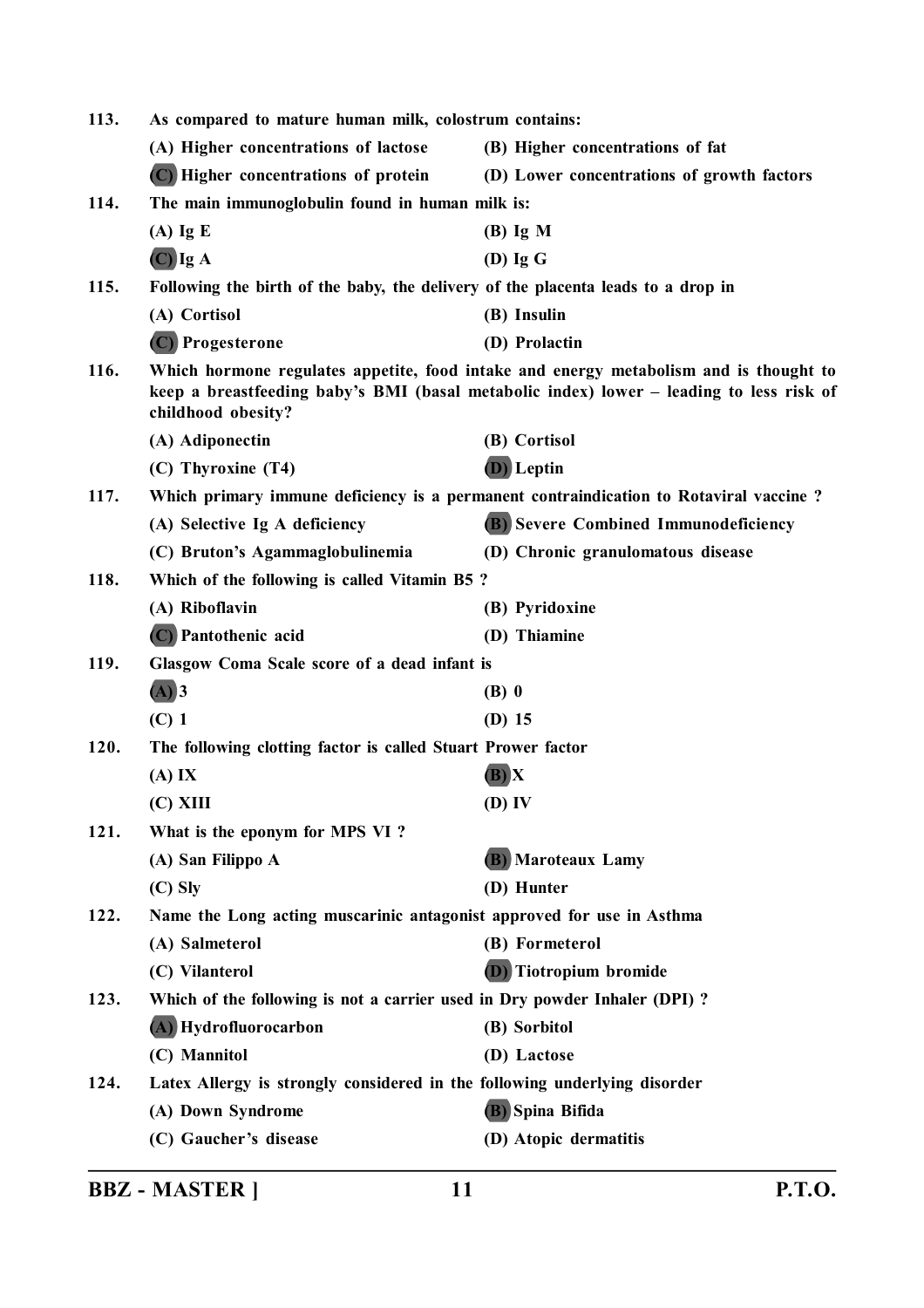113. As compared to mature human milk, colostrum contains:

(A) Higher concentrations of lactose
(B) Higher concentrations of fat
(C) Higher concentrations of protein
(D) Lower concentrations of growth factors

114. The main immunoglobulin found in human milk is:

(A) Ig E
(B) Ig M
(C) Ig A
(D) Ig G

115. Following the birth of the baby, the delivery of the placenta leads to a drop in

(A) Cortisol
(B) Insulin
(C) Progesterone
(D) Prolactin

116. Which hormone regulates appetite, food intake and energy metabolism and is thought to keep a breastfeeding baby's BMI (basal metabolic index) lower – leading to less risk of childhood obesity?

(A) Adiponectin
(B) Cortisol
(C) Thyroxine (T4)
(D) Leptin

117. Which primary immune deficiency is a permanent contraindication to Rotaviral vaccine ?

(A) Selective Ig A deficiency
(B) Severe Combined Immunodeficiency
(C) Bruton's Agammaglobulinemia
(D) Chronic granulomatous disease

118. Which of the following is called Vitamin B5 ?

(A) Riboflavin
(B) Pyridoxine
(C) Pantothenic acid
(D) Thiamine

119. Glasgow Coma Scale score of a dead infant is

(A) 3
(B) 0
(C) 1
(D) 15

120. The following clotting factor is called Stuart Prower factor

(A) IX
(B) X
(C) XIII
(D) IV

121. What is the eponym for MPS VI ?

(A) San Filippo A
(B) Maroteaux Lamy
(C) Sly
(D) Hunter

122. Name the Long acting muscarinic antagonist approved for use in Asthma

(A) Salmeterol
(B) Formeterol
(C) Vilanterol
(D) Tiotropium bromide

123. Which of the following is not a carrier used in Dry powder Inhaler (DPI) ?

(A) Hydrofluorocarbon
(B) Sorbitol
(C) Mannitol
(D) Lactose

124. Latex Allergy is strongly considered in the following underlying disorder

(A) Down Syndrome
(B) Spina Bifida
(C) Gaucher's disease
(D) Atopic dermatitis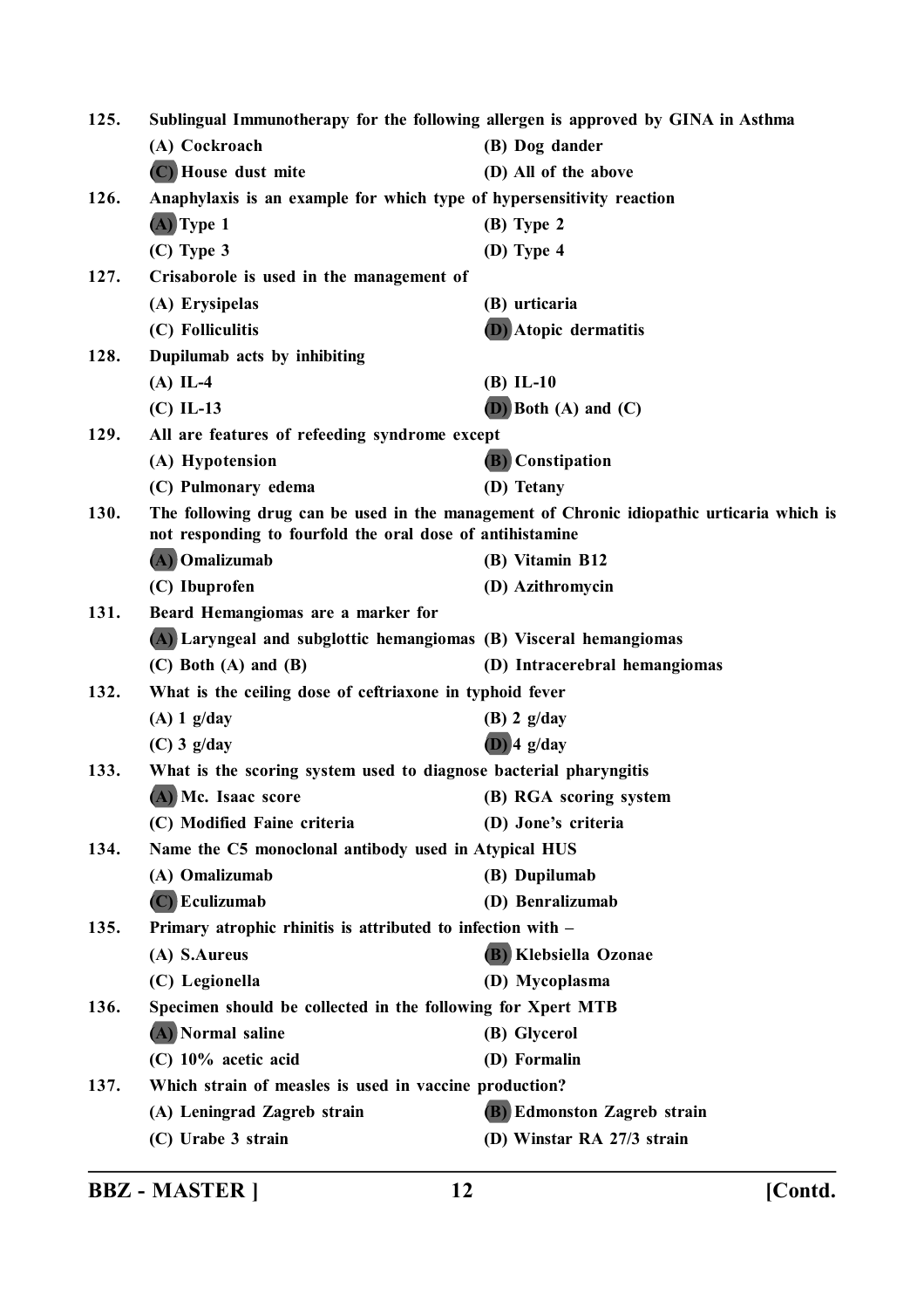125. **Sublingual Immunotherapy for the following allergen is approved by GINA in Asthma**

(A) Cockroach
(B) Dog dander
**(C) House dust mite**
(D) All of the above

126. **Anaphylaxis is an example for which type of hypersensitivity reaction**

**(A) Type 1**
(B) Type 2
(C) Type 3
(D) Type 4

127. **Crisaborole is used in the management of**

(A) Erysipelas
(B) urticaria
(C) Folliculitis
**(D) Atopic dermatitis**

128. **Dupilumab acts by inhibiting**

(A) IL-4
(B) IL-10
(C) IL-13
**(D) Both (A) and (C)**

129. **All are features of refeeding syndrome except**

(A) Hypotension
**(B) Constipation**
(C) Pulmonary edema
(D) Tetany

130. **The following drug can be used in the management of Chronic idiopathic urticaria which is not responding to fourfold the oral dose of antihistamine**

**(A) Omalizumab**
(B) Vitamin B12
(C) Ibuprofen
(D) Azithromycin

131. **Beard Hemangiomas are a marker for**

**(A) Laryngeal and subglottic hemangiomas**
(B) Visceral hemangiomas
(C) Both (A) and (B)
(D) Intracerebral hemangiomas

132. **What is the ceiling dose of ceftriaxone in typhoid fever**

(A) 1 g/day
(B) 2 g/day
(C) 3 g/day
**(D) 4 g/day**

133. **What is the scoring system used to diagnose bacterial pharyngitis**

**(A) Mc. Isaac score**
(B) RGA scoring system
(C) Modified Faine criteria
(D) Jone's criteria

134. **Name the C5 monoclonal antibody used in Atypical HUS**

(A) Omalizumab
(B) Dupilumab
**(C) Eculizumab**
(D) Benralizumab

135. **Primary atrophic rhinitis is attributed to infection with –**

(A) S.Aureus
**(B) Klebsiella Ozonae**
(C) Legionella
(D) Mycoplasma

136. **Specimen should be collected in the following for Xpert MTB**

**(A) Normal saline**
(B) Glycerol
(C) 10% acetic acid
(D) Formalin

137. **Which strain of measles is used in vaccine production?**

(A) Leningrad Zagreb strain
**(B) Edmonston Zagreb strain**
(C) Urabe 3 strain
(D) Winstar RA 27/3 strain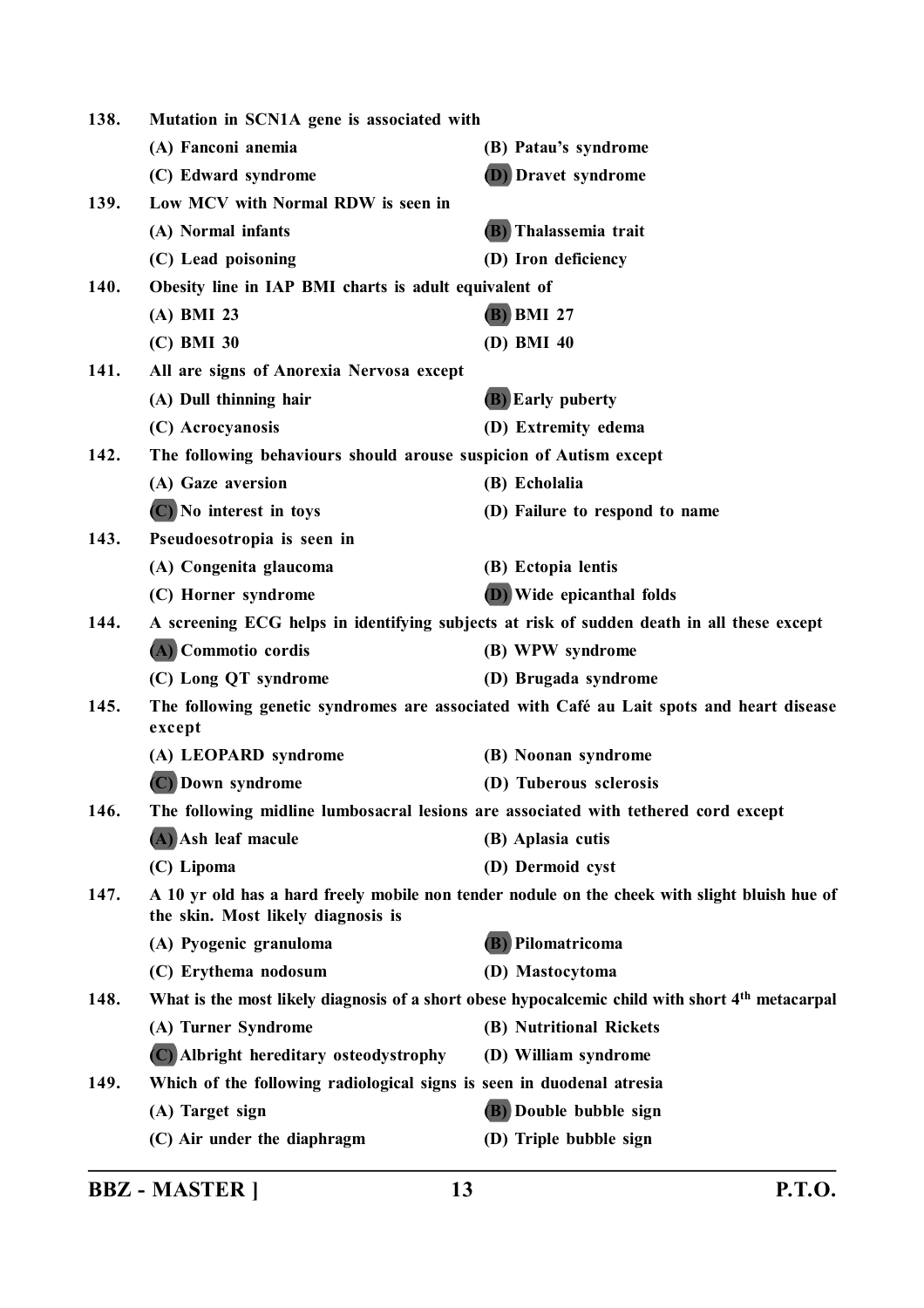138. **Mutation in SCN1A gene is associated with**

(A) Fanconi anemia
(B) Patau's syndrome
(C) Edward syndrome
**(D)** Dravet syndrome

139. **Low MCV with Normal RDW is seen in**

(A) Normal infants
**(B)** Thalassemia trait
(C) Lead poisoning
(D) Iron deficiency

140. **Obesity line in IAP BMI charts is adult equivalent of**

(A) BMI 23
**(B)** BMI 27
(C) BMI 30
(D) BMI 40

141. **All are signs of Anorexia Nervosa except**

(A) Dull thinning hair
**(B)** Early puberty
(C) Acrocyanosis
(D) Extremity edema

142. **The following behaviours should arouse suspicion of Autism except**

(A) Gaze aversion
(B) Echolalia
**(C)** No interest in toys
(D) Failure to respond to name

143. **Pseudoesotropia is seen in**

(A) Congenita glaucoma
(B) Ectopia lentis
(C) Horner syndrome
**(D)** Wide epicanthal folds

144. **A screening ECG helps in identifying subjects at risk of sudden death in all these except**

**(A)** Commotio cordis
(B) WPW syndrome
(C) Long QT syndrome
(D) Brugada syndrome

145. **The following genetic syndromes are associated with Café au Lait spots and heart disease except**

(A) LEOPARD syndrome
(B) Noonan syndrome
**(C)** Down syndrome
(D) Tuberous sclerosis

146. **The following midline lumbosacral lesions are associated with tethered cord except**

**(A)** Ash leaf macule
(B) Aplasia cutis
(C) Lipoma
(D) Dermoid cyst

147. **A 10 yr old has a hard freely mobile non tender nodule on the cheek with slight bluish hue of the skin. Most likely diagnosis is**

(A) Pyogenic granuloma
**(B)** Pilomatricoma
(C) Erythema nodosum
(D) Mastocytoma

148. **What is the most likely diagnosis of a short obese hypocalcemic child with short 4th metacarpal**

(A) Turner Syndrome
(B) Nutritional Rickets
**(C)** Albright hereditary osteodystrophy
(D) William syndrome

149. **Which of the following radiological signs is seen in duodenal atresia**

(A) Target sign
**(B)** Double bubble sign
(C) Air under the diaphragm
(D) Triple bubble sign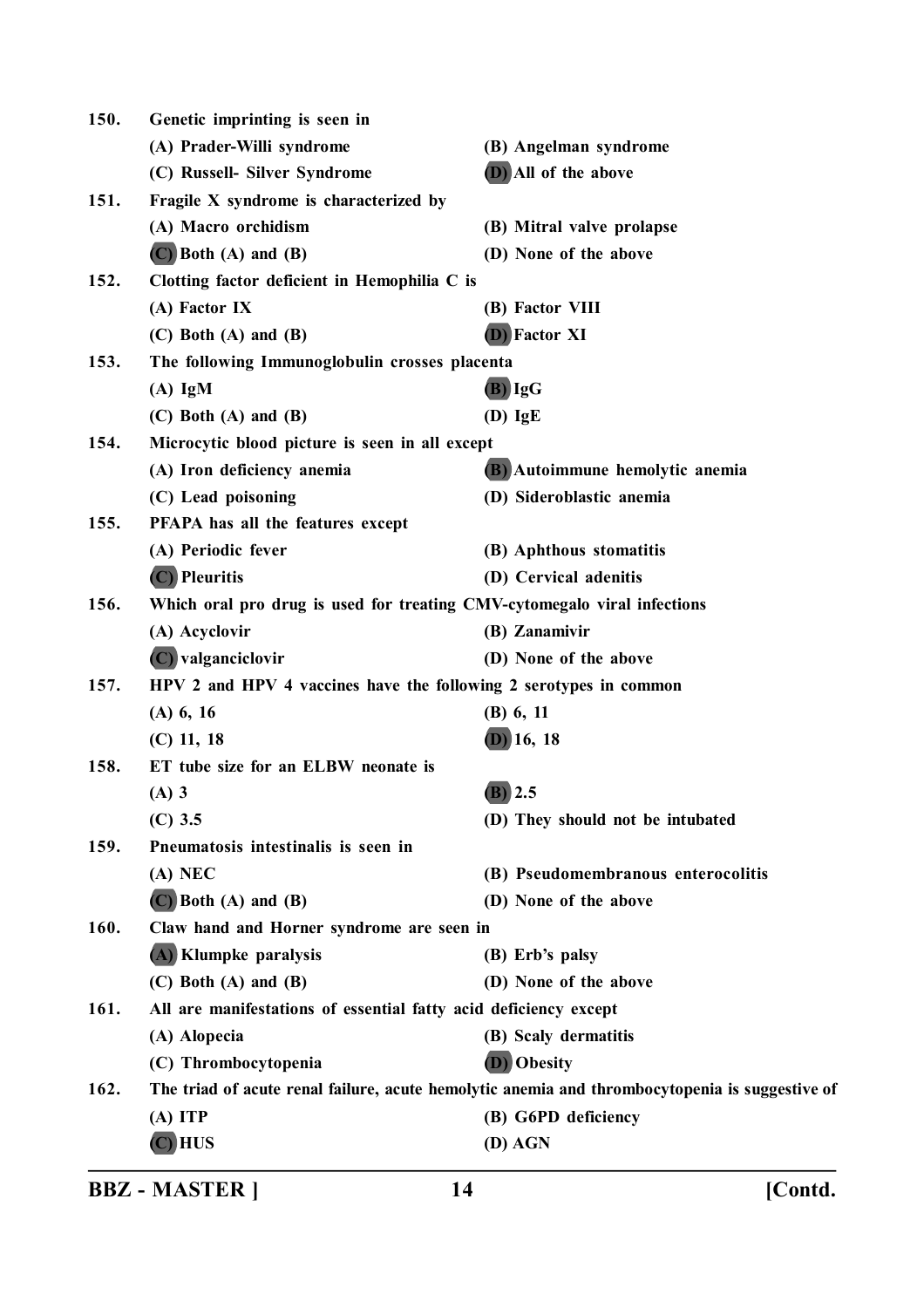150. **Genetic imprinting is seen in**

(A) Prader-Willi syndrome
(B) Angelman syndrome
(C) Russell- Silver Syndrome
**(D)** All of the above

151. **Fragile X syndrome is characterized by**

(A) Macro orchidism
(B) Mitral valve prolapse
**(C)** Both (A) and (B)
(D) None of the above

152. **Clotting factor deficient in Hemophilia C is**

(A) Factor IX
(B) Factor VIII
(C) Both (A) and (B)
**(D)** Factor XI

153. **The following Immunoglobulin crosses placenta**

(A) IgM
**(B)** IgG
(C) Both (A) and (B)
(D) IgE

154. **Microcytic blood picture is seen in all except**

(A) Iron deficiency anemia
**(B)** Autoimmune hemolytic anemia
(C) Lead poisoning
(D) Sideroblastic anemia

155. **PFAPA has all the features except**

(A) Periodic fever
(B) Aphthous stomatitis
**(C)** Pleuritis
(D) Cervical adenitis

156. **Which oral pro drug is used for treating CMV-cytomegalo viral infections**

(A) Acyclovir
(B) Zanamivir
**(C)** valganciclovir
(D) None of the above

157. **HPV 2 and HPV 4 vaccines have the following 2 serotypes in common**

(A) 6, 16
(B) 6, 11
(C) 11, 18
**(D)** 16, 18

158. **ET tube size for an ELBW neonate is**

(A) 3
**(B)** 2.5
(C) 3.5
(D) They should not be intubated

159. **Pneumatosis intestinalis is seen in**

(A) NEC
(B) Pseudomembranous enterocolitis
**(C)** Both (A) and (B)
(D) None of the above

160. **Claw hand and Horner syndrome are seen in**

**(A)** Klumpke paralysis
(B) Erb's palsy
(C) Both (A) and (B)
(D) None of the above

161. **All are manifestations of essential fatty acid deficiency except**

(A) Alopecia
(B) Scaly dermatitis
(C) Thrombocytopenia
**(D)** Obesity

162. **The triad of acute renal failure, acute hemolytic anemia and thrombocytopenia is suggestive of**

(A) ITP
(B) G6PD deficiency
**(C)** HUS
(D) AGN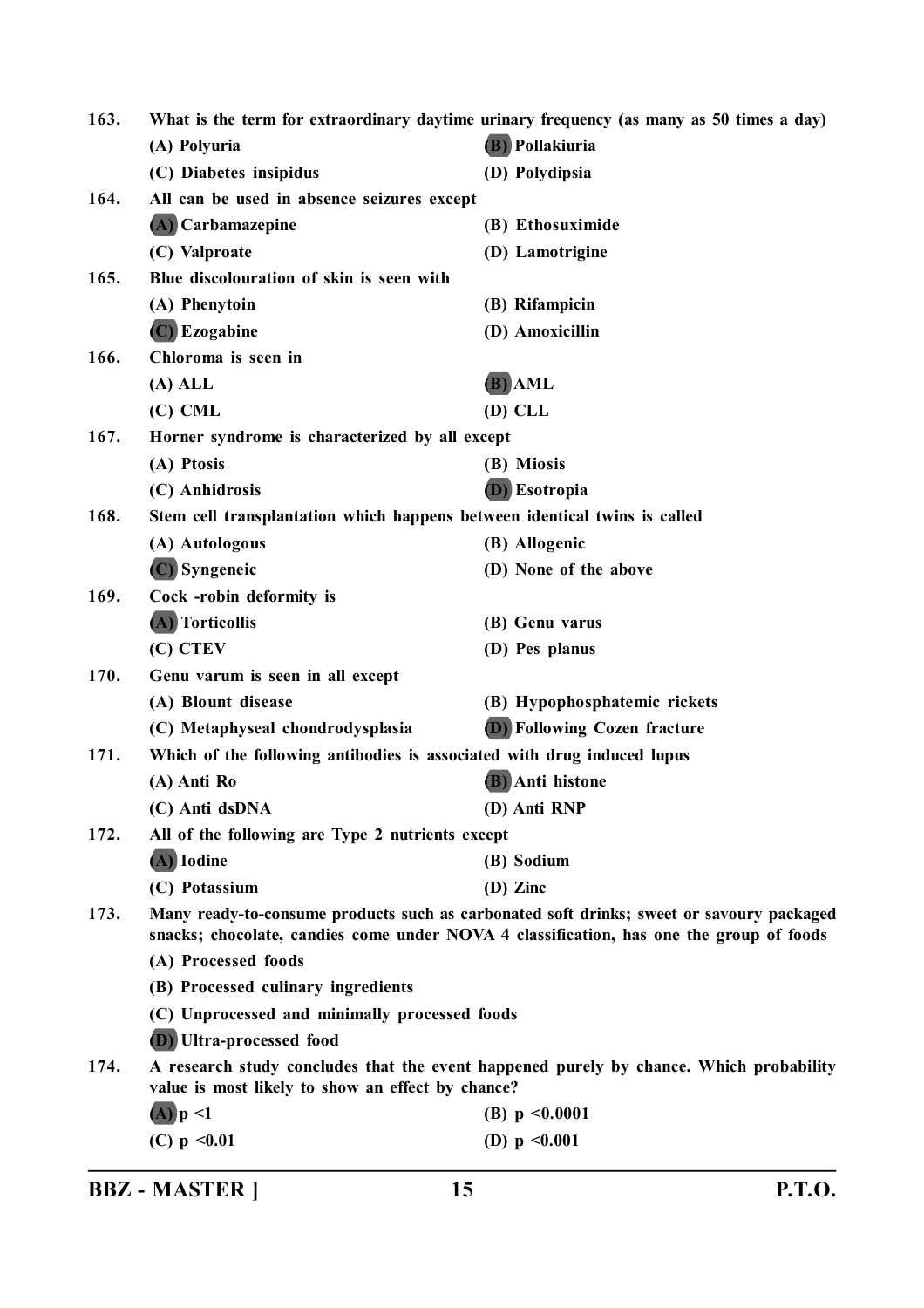163. What is the term for extraordinary daytime urinary frequency (as many as 50 times a day)

(A) Polyuria
(B) Pollakiuria
(C) Diabetes insipidus
(D) Polydipsia

164. All can be used in absence seizures except

(A) Carbamazepine
(B) Ethosuximide
(C) Valproate
(D) Lamotrigine

165. Blue discolouration of skin is seen with

(A) Phenytoin
(B) Rifampicin
(C) Ezogabine
(D) Amoxicillin

166. Chloroma is seen in

(A) ALL
(B) AML
(C) CML
(D) CLL

167. Horner syndrome is characterized by all except

(A) Ptosis
(B) Miosis
(C) Anhidrosis
(D) Esotropia

168. Stem cell transplantation which happens between identical twins is called

(A) Autologous
(B) Allogenic
(C) Syngeneic
(D) None of the above

169. Cock -robin deformity is

(A) Torticollis
(B) Genu varus
(C) CTEV
(D) Pes planus

170. Genu varum is seen in all except

(A) Blount disease
(B) Hypophosphatemic rickets
(C) Metaphyseal chondrodysplasia
(D) Following Cozen fracture

171. Which of the following antibodies is associated with drug induced lupus

(A) Anti Ro
(B) Anti histone
(C) Anti dsDNA
(D) Anti RNP

172. All of the following are Type 2 nutrients except

(A) Iodine
(B) Sodium
(C) Potassium
(D) Zinc

173. Many ready-to-consume products such as carbonated soft drinks; sweet or savoury packaged snacks; chocolate, candies come under NOVA 4 classification, has one the group of foods

(A) Processed foods
(B) Processed culinary ingredients
(C) Unprocessed and minimally processed foods
(D) Ultra-processed food

174. A research study concludes that the event happened purely by chance. Which probability value is most likely to show an effect by chance?

(A) $p < 1$
(B) $p < 0.0001$
(C) $p < 0.01$
(D) $p < 0.001$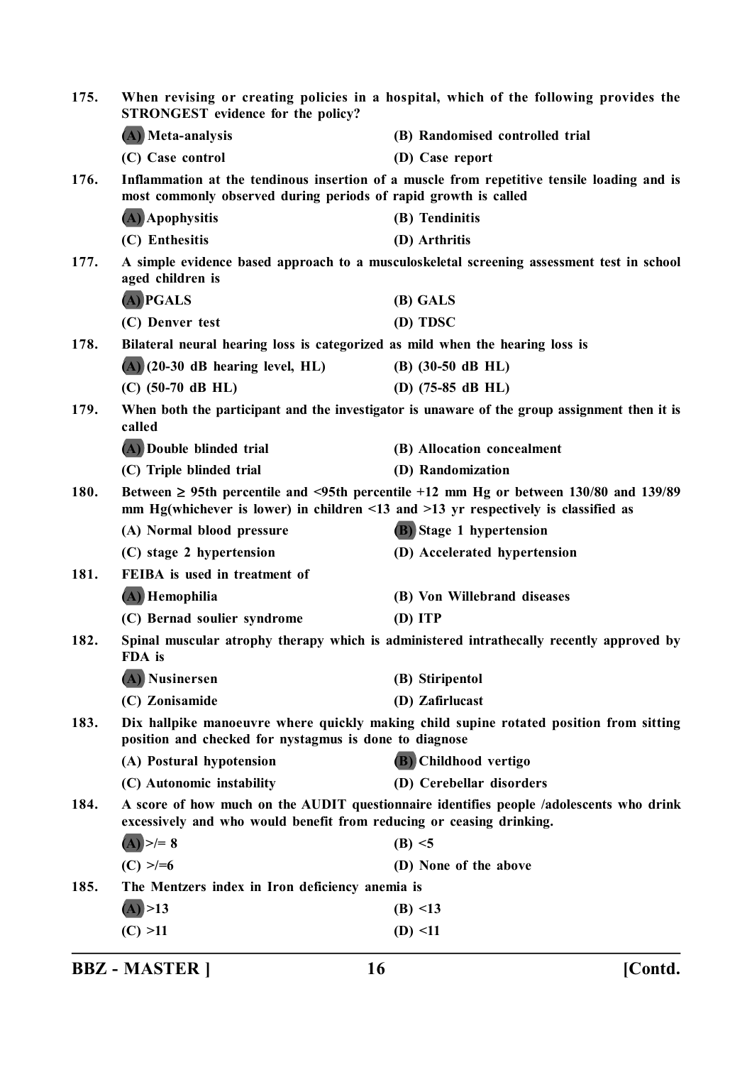175. **When revising or creating policies in a hospital, which of the following provides the STRONGEST evidence for the policy?**

**(A) Meta-analysis** **(B) Randomised controlled trial**
**(C) Case control** **(D) Case report**

176. **Inflammation at the tendinous insertion of a muscle from repetitive tensile loading and is most commonly observed during periods of rapid growth is called**

**(A) Apophysitis** **(B) Tendinitis**
**(C) Enthesitis** **(D) Arthritis**

177. **A simple evidence based approach to a musculoskeletal screening assessment test in school aged children is**

**(A) PGALS** **(B) GALS**
**(C) Denver test** **(D) TDSC**

178. **Bilateral neural hearing loss is categorized as mild when the hearing loss is**

**(A) (20-30 dB hearing level, HL)** **(B) (30-50 dB HL)**
**(C) (50-70 dB HL)** **(D) (75-85 dB HL)**

179. **When both the participant and the investigator is unaware of the group assignment then it is called**

**(A) Double blinded trial** **(B) Allocation concealment**
**(C) Triple blinded trial** **(D) Randomization**

180. **Between ≥ 95th percentile and <95th percentile +12 mm Hg or between 130/80 and 139/89 mm Hg(whichever is lower) in children <13 and >13 yr respectively is classified as**

**(A) Normal blood pressure** **(B) Stage 1 hypertension**
**(C) stage 2 hypertension** **(D) Accelerated hypertension**

181. **FEIBA is used in treatment of**

**(A) Hemophilia** **(B) Von Willebrand diseases**
**(C) Bernad soulier syndrome** **(D) ITP**

182. **Spinal muscular atrophy therapy which is administered intrathecally recently approved by FDA is**

**(A) Nusinersen** **(B) Stiripentol**
**(C) Zonisamide** **(D) Zafirlucast**

183. **Dix hallpike manoeuvre where quickly making child supine rotated position from sitting position and checked for nystagmus is done to diagnose**

**(A) Postural hypotension** **(B) Childhood vertigo**
**(C) Autonomic instability** **(D) Cerebellar disorders**

184. **A score of how much on the AUDIT questionnaire identifies people /adolescents who drink excessively and who would benefit from reducing or ceasing drinking.**

**(A) >/= 8** **(B) <5**
**(C) >/=6** **(D) None of the above**

185. **The Mentzers index in Iron deficiency anemia is**

**(A) >13** **(B) <13**
**(C) >11** **(D) <11**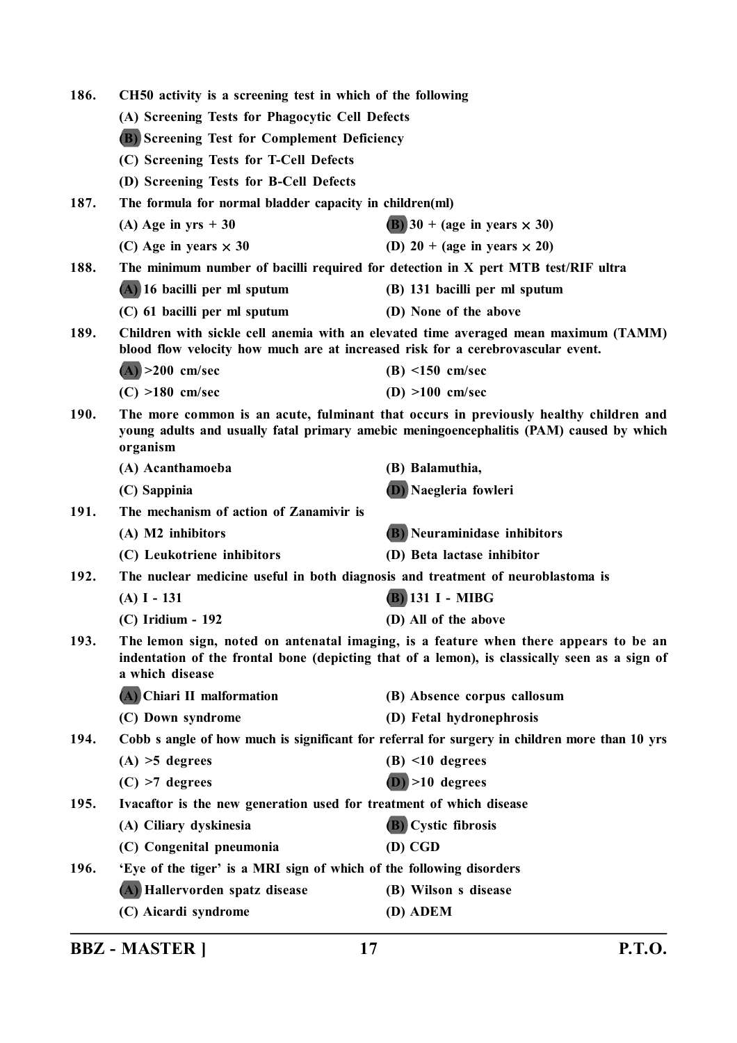186. CH50 activity is a screening test in which of the following

(A) Screening Tests for Phagocytic Cell Defects

**(B)** Screening Test for Complement Deficiency

(C) Screening Tests for T-Cell Defects

(D) Screening Tests for B-Cell Defects

187. The formula for normal bladder capacity in children(ml)

(A) Age in yrs + 30

**(B)** 30 + (age in years × 30)

(C) Age in years × 30

(D) 20 + (age in years × 20)

188. The minimum number of bacilli required for detection in X pert MTB test/RIF ultra

**(A)** 16 bacilli per ml sputum

(B) 131 bacilli per ml sputum

(C) 61 bacilli per ml sputum

(D) None of the above

189. Children with sickle cell anemia with an elevated time averaged mean maximum (TAMM) blood flow velocity how much are at increased risk for a cerebrovascular event.

**(A)** >200 cm/sec

(B) <150 cm/sec

(C) >180 cm/sec

(D) >100 cm/sec

190. The more common is an acute, fulminant that occurs in previously healthy children and young adults and usually fatal primary amebic meningoencephalitis (PAM) caused by which organism

(A) Acanthamoeba

(B) Balamuthia,

(C) Sappinia

**(D)** Naegleria fowleri

191. The mechanism of action of Zanamivir is

(A) M2 inhibitors

**(B)** Neuraminidase inhibitors

(C) Leukotriene inhibitors

(D) Beta lactase inhibitor

192. The nuclear medicine useful in both diagnosis and treatment of neuroblastoma is

(A) I - 131

**(B)** 131 I - MIBG

(C) Iridium - 192

(D) All of the above

193. The lemon sign, noted on antenatal imaging, is a feature when there appears to be an indentation of the frontal bone (depicting that of a lemon), is classically seen as a sign of a which disease

**(A)** Chiari II malformation

(B) Absence corpus callosum

(C) Down syndrome

(D) Fetal hydronephrosis

194. Cobb s angle of how much is significant for referral for surgery in children more than 10 yrs

(A) >5 degrees

(B) <10 degrees

(C) >7 degrees

**(D)** >10 degrees

195. Ivacaftor is the new generation used for treatment of which disease

(A) Ciliary dyskinesia

**(B)** Cystic fibrosis

(C) Congenital pneumonia

(D) CGD

196. 'Eye of the tiger' is a MRI sign of which of the following disorders

**(A)** Hallervorden spatz disease

(B) Wilson s disease

(C) Aicardi syndrome

(D) ADEM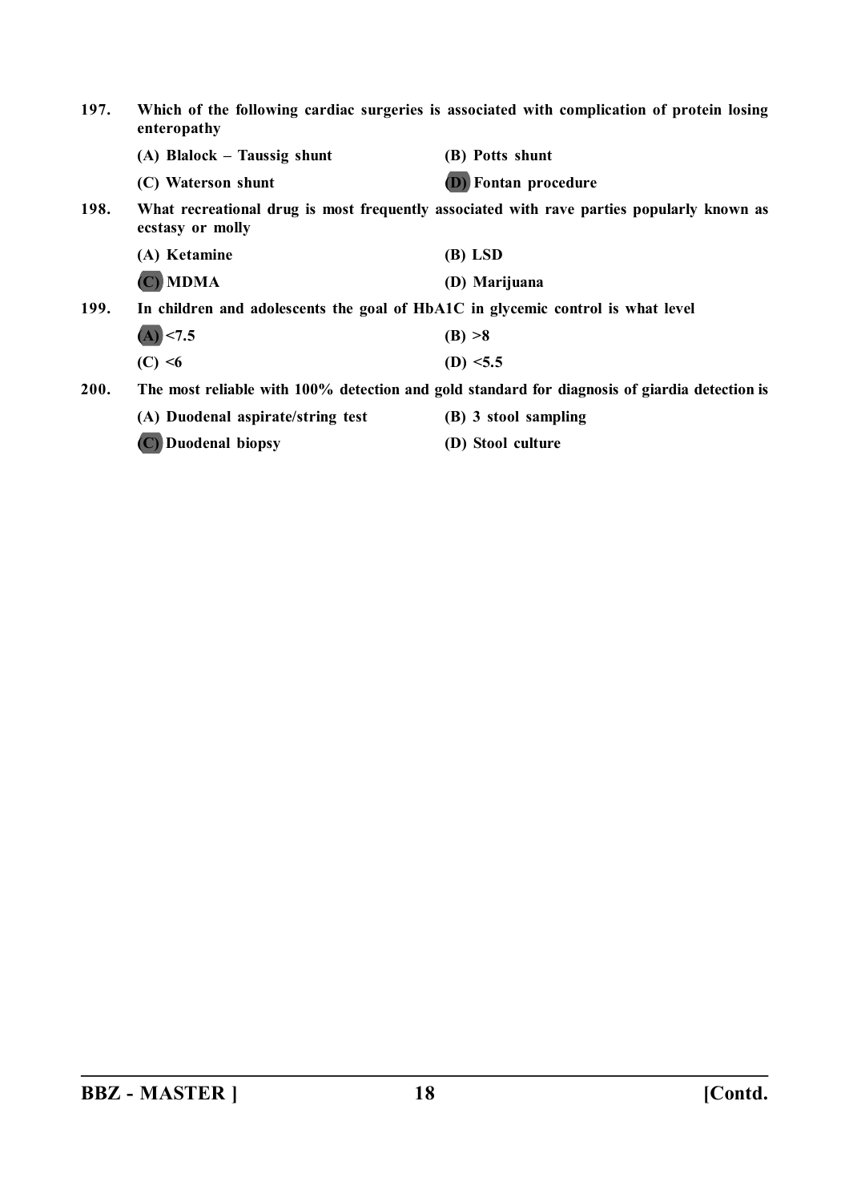**197. Which of the following cardiac surgeries is associated with complication of protein losing enteropathy**

(A) Blalock – Taussig shunt

(B) Potts shunt

(C) Waterson shunt

(D) Fontan procedure

**198. What recreational drug is most frequently associated with rave parties popularly known as ecstasy or molly**

(A) Ketamine

(B) LSD

(C) MDMA

(D) Marijuana

**199. In children and adolescents the goal of HbA1C in glycemic control is what level**

(A) <7.5

(B) >8

(C) <6

(D) <5.5

**200. The most reliable with 100% detection and gold standard for diagnosis of giardia detection is**

(A) Duodenal aspirate/string test

(B) 3 stool sampling

(C) Duodenal biopsy

(D) Stool culture

**BBZ - MASTER ]** **[Contd.**